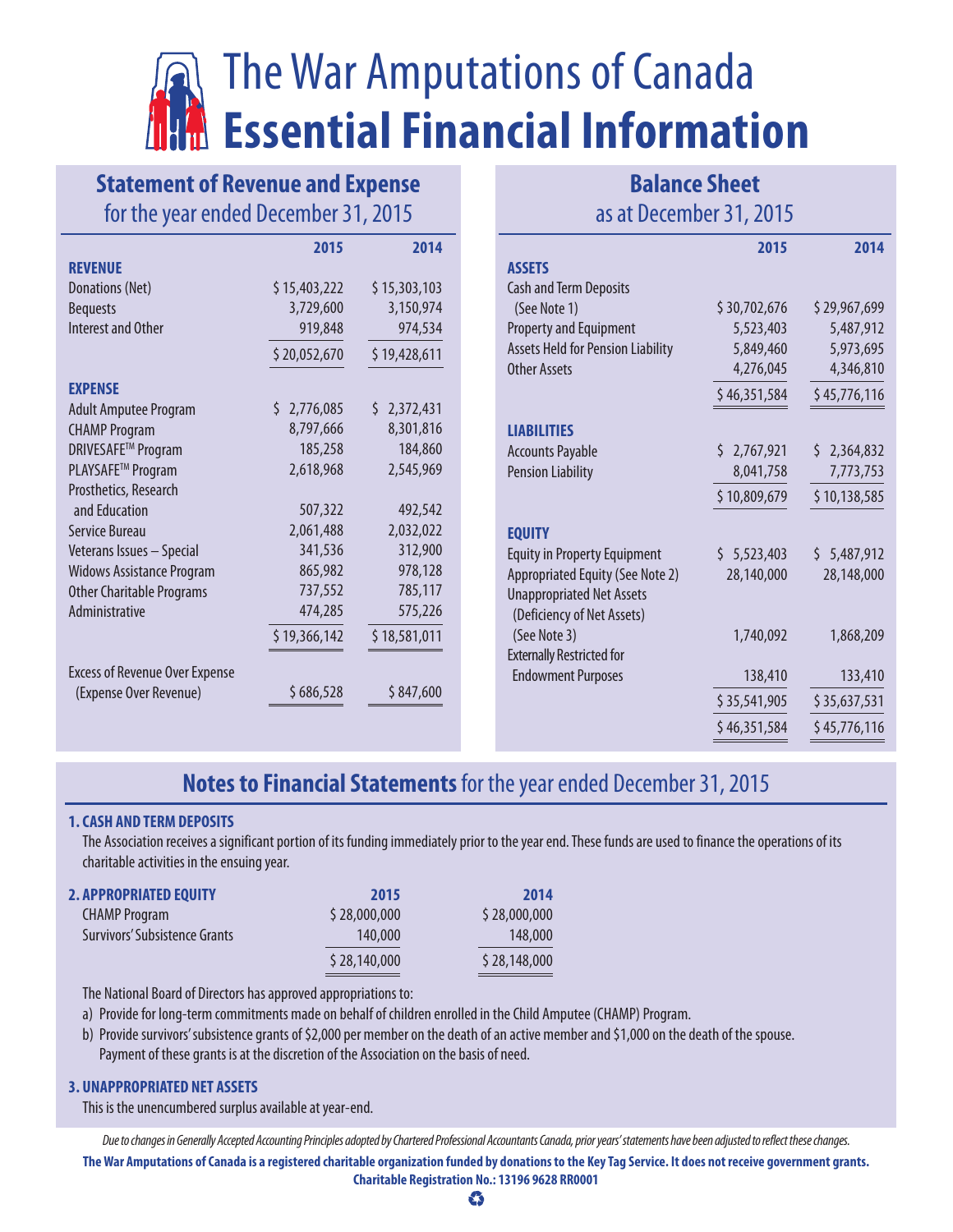# The War Amputations of Canada
# Essential Financial Information

## Statement of Revenue and Expense
for the year ended December 31, 2015

| | 2015 | 2014 |
|---|---|---|
| **REVENUE** | | |
| Donations (Net) | $ 15,403,222 | $ 15,303,103 |
| Bequests | 3,729,600 | 3,150,974 |
| Interest and Other | 919,848 | 974,534 |
| | $ 20,052,670 | $ 19,428,611 |
| **EXPENSE** | | |
| Adult Amputee Program | $ 2,776,085 | $ 2,372,431 |
| CHAMP Program | 8,797,666 | 8,301,816 |
| DRIVESAFE™ Program | 185,258 | 184,860 |
| PLAYSAFE™ Program | 2,618,968 | 2,545,969 |
| Prosthetics, Research and Education | 507,322 | 492,542 |
| Service Bureau | 2,061,488 | 2,032,022 |
| Veterans Issues – Special | 341,536 | 312,900 |
| Widows Assistance Program | 865,982 | 978,128 |
| Other Charitable Programs | 737,552 | 785,117 |
| Administrative | 474,285 | 575,226 |
| | $ 19,366,142 | $ 18,581,011 |
| Excess of Revenue Over Expense (Expense Over Revenue) | $ 686,528 | $ 847,600 |

## Balance Sheet
as at December 31, 2015

| | 2015 | 2014 |
|---|---|---|
| **ASSETS** | | |
| Cash and Term Deposits (See Note 1) | $ 30,702,676 | $ 29,967,699 |
| Property and Equipment | 5,523,403 | 5,487,912 |
| Assets Held for Pension Liability | 5,849,460 | 5,973,695 |
| Other Assets | 4,276,045 | 4,346,810 |
| | $ 46,351,584 | $ 45,776,116 |
| **LIABILITIES** | | |
| Accounts Payable | $ 2,767,921 | $ 2,364,832 |
| Pension Liability | 8,041,758 | 7,773,753 |
| | $ 10,809,679 | $ 10,138,585 |
| **EQUITY** | | |
| Equity in Property Equipment | $ 5,523,403 | $ 5,487,912 |
| Appropriated Equity (See Note 2) | 28,140,000 | 28,148,000 |
| Unappropriated Net Assets (Deficiency of Net Assets) (See Note 3) | 1,740,092 | 1,868,209 |
| Externally Restricted for Endowment Purposes | 138,410 | 133,410 |
| | $ 35,541,905 | $ 35,637,531 |
| | $ 46,351,584 | $ 45,776,116 |

## Notes to Financial Statements for the year ended December 31, 2015

**1. CASH AND TERM DEPOSITS**

The Association receives a significant portion of its funding immediately prior to the year end. These funds are used to finance the operations of its charitable activities in the ensuing year.

| **2. APPROPRIATED EQUITY** | 2015 | 2014 |
|---|---|---|
| CHAMP Program | $ 28,000,000 | $ 28,000,000 |
| Survivors' Subsistence Grants | 140,000 | 148,000 |
| | $ 28,140,000 | $ 28,148,000 |

The National Board of Directors has approved appropriations to:

a) Provide for long-term commitments made on behalf of children enrolled in the Child Amputee (CHAMP) Program.

b) Provide survivors' subsistence grants of $2,000 per member on the death of an active member and $1,000 on the death of the spouse. Payment of these grants is at the discretion of the Association on the basis of need.

**3. UNAPPROPRIATED NET ASSETS**

This is the unencumbered surplus available at year-end.

*Due to changes in Generally Accepted Accounting Principles adopted by Chartered Professional Accountants Canada, prior years' statements have been adjusted to reflect these changes.*

**The War Amputations of Canada is a registered charitable organization funded by donations to the Key Tag Service. It does not receive government grants.**

**Charitable Registration No.: 13196 9628 RR0001**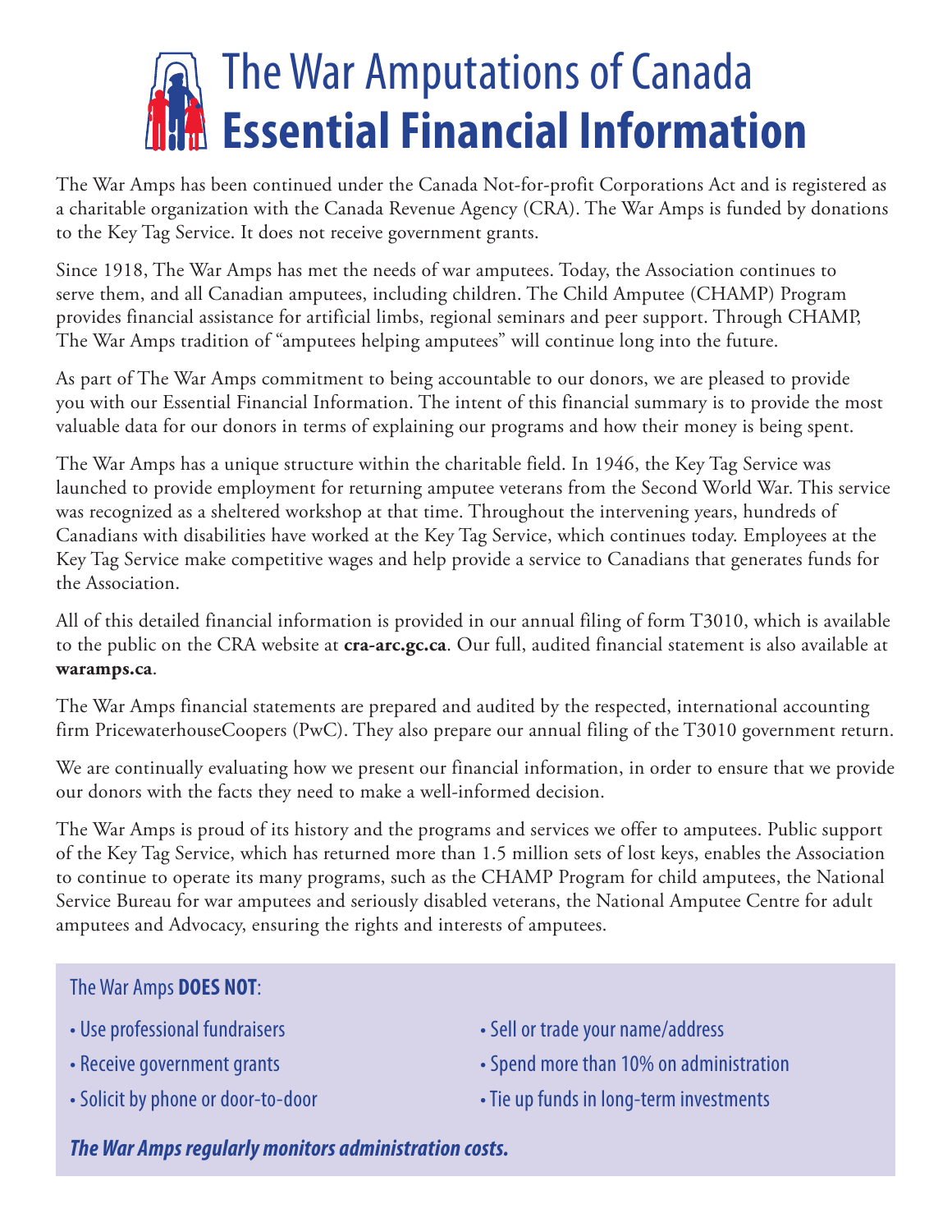# The War Amputations of Canada
# Essential Financial Information

The War Amps has been continued under the Canada Not-for-profit Corporations Act and is registered as a charitable organization with the Canada Revenue Agency (CRA). The War Amps is funded by donations to the Key Tag Service. It does not receive government grants.

Since 1918, The War Amps has met the needs of war amputees. Today, the Association continues to serve them, and all Canadian amputees, including children. The Child Amputee (CHAMP) Program provides financial assistance for artificial limbs, regional seminars and peer support. Through CHAMP, The War Amps tradition of "amputees helping amputees" will continue long into the future.

As part of The War Amps commitment to being accountable to our donors, we are pleased to provide you with our Essential Financial Information. The intent of this financial summary is to provide the most valuable data for our donors in terms of explaining our programs and how their money is being spent.

The War Amps has a unique structure within the charitable field. In 1946, the Key Tag Service was launched to provide employment for returning amputee veterans from the Second World War. This service was recognized as a sheltered workshop at that time. Throughout the intervening years, hundreds of Canadians with disabilities have worked at the Key Tag Service, which continues today. Employees at the Key Tag Service make competitive wages and help provide a service to Canadians that generates funds for the Association.

All of this detailed financial information is provided in our annual filing of form T3010, which is available to the public on the CRA website at **cra-arc.gc.ca**. Our full, audited financial statement is also available at **waramps.ca**.

The War Amps financial statements are prepared and audited by the respected, international accounting firm PricewaterhouseCoopers (PwC). They also prepare our annual filing of the T3010 government return.

We are continually evaluating how we present our financial information, in order to ensure that we provide our donors with the facts they need to make a well-informed decision.

The War Amps is proud of its history and the programs and services we offer to amputees. Public support of the Key Tag Service, which has returned more than 1.5 million sets of lost keys, enables the Association to continue to operate its many programs, such as the CHAMP Program for child amputees, the National Service Bureau for war amputees and seriously disabled veterans, the National Amputee Centre for adult amputees and Advocacy, ensuring the rights and interests of amputees.

The War Amps **DOES NOT**:

- Use professional fundraisers
- Receive government grants
- Solicit by phone or door-to-door
- Sell or trade your name/address
- Spend more than 10% on administration
- Tie up funds in long-term investments

***The War Amps regularly monitors administration costs.***